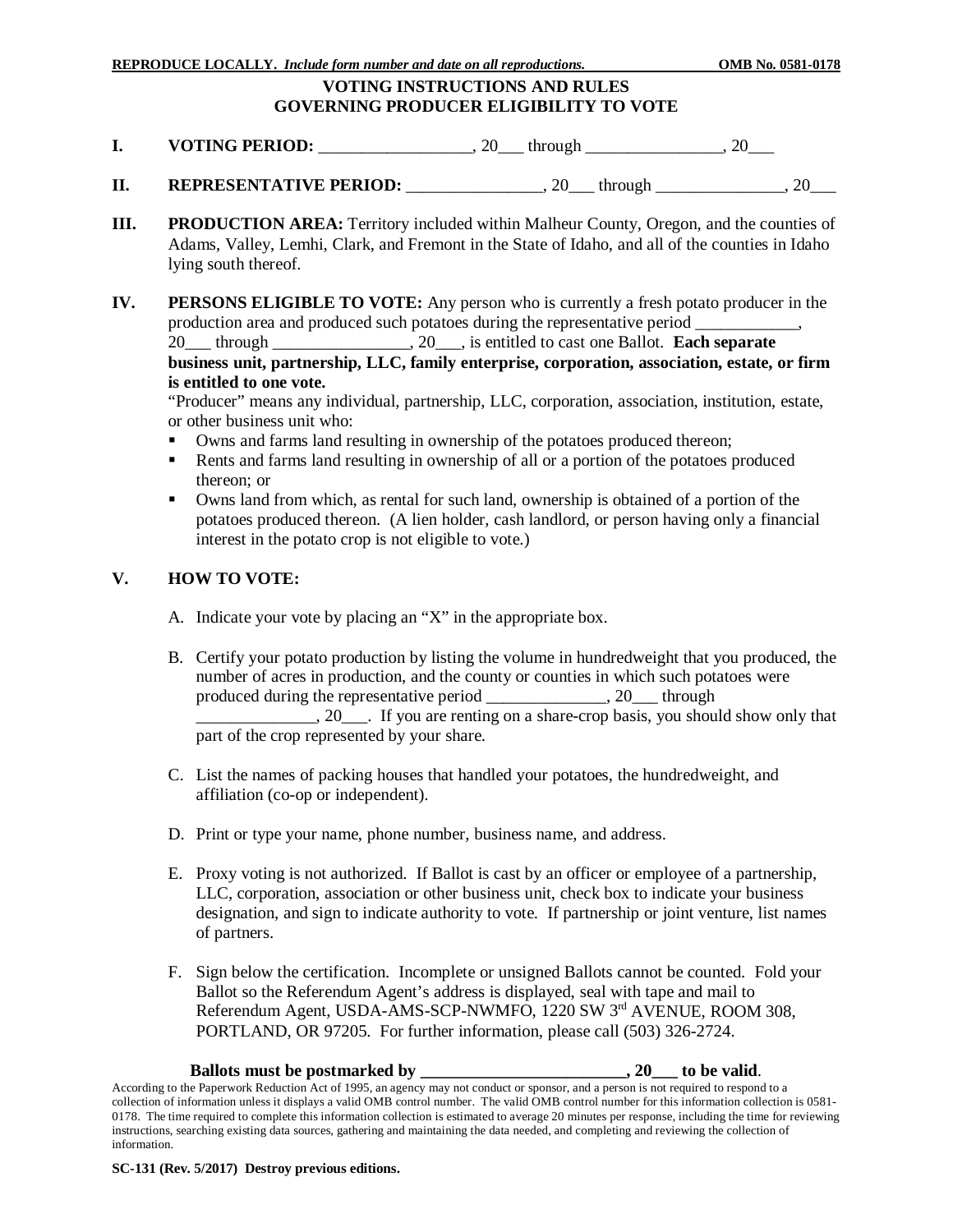**REPRODUCE LOCALLY.** *Include form number and date on all reproductions.* **OMB No. 0581-0178**

# VOTING INSTRUCTIONS AND RULES GOVERNING PRODUCER ELIGIBILITY TO VOTE

**I. VOTING PERIOD:** _________________, 20___ through ________________, 20___

**II. REPRESENTATIVE PERIOD:** ________________, 20___ through _______________, 20___

**III. PRODUCTION AREA:** Territory included within Malheur County, Oregon, and the counties of Adams, Valley, Lemhi, Clark, and Fremont in the State of Idaho, and all of the counties in Idaho lying south thereof.

**IV. PERSONS ELIGIBLE TO VOTE:** Any person who is currently a fresh potato producer in the production area and produced such potatoes during the representative period ____________, 20___ through ________________, 20___, is entitled to cast one Ballot. **Each separate business unit, partnership, LLC, family enterprise, corporation, association, estate, or firm is entitled to one vote.**

"Producer" means any individual, partnership, LLC, corporation, association, institution, estate, or other business unit who:

- Owns and farms land resulting in ownership of the potatoes produced thereon;
- Rents and farms land resulting in ownership of all or a portion of the potatoes produced thereon; or
- Owns land from which, as rental for such land, ownership is obtained of a portion of the potatoes produced thereon. (A lien holder, cash landlord, or person having only a financial interest in the potato crop is not eligible to vote.)

**V. HOW TO VOTE:**

A. Indicate your vote by placing an "X" in the appropriate box.

B. Certify your potato production by listing the volume in hundredweight that you produced, the number of acres in production, and the county or counties in which such potatoes were produced during the representative period ______________, 20___ through ______________, 20___. If you are renting on a share-crop basis, you should show only that part of the crop represented by your share.

C. List the names of packing houses that handled your potatoes, the hundredweight, and affiliation (co-op or independent).

D. Print or type your name, phone number, business name, and address.

E. Proxy voting is not authorized. If Ballot is cast by an officer or employee of a partnership, LLC, corporation, association or other business unit, check box to indicate your business designation, and sign to indicate authority to vote. If partnership or joint venture, list names of partners.

F. Sign below the certification. Incomplete or unsigned Ballots cannot be counted. Fold your Ballot so the Referendum Agent's address is displayed, seal with tape and mail to Referendum Agent, USDA-AMS-SCP-NWMFO, 1220 SW 3rd AVENUE, ROOM 308, PORTLAND, OR 97205. For further information, please call (503) 326-2724.

**Ballots must be postmarked by ________________________, 20___ to be valid**.

According to the Paperwork Reduction Act of 1995, an agency may not conduct or sponsor, and a person is not required to respond to a collection of information unless it displays a valid OMB control number. The valid OMB control number for this information collection is 0581-0178. The time required to complete this information collection is estimated to average 20 minutes per response, including the time for reviewing instructions, searching existing data sources, gathering and maintaining the data needed, and completing and reviewing the collection of information.

**SC-131 (Rev. 5/2017) Destroy previous editions.**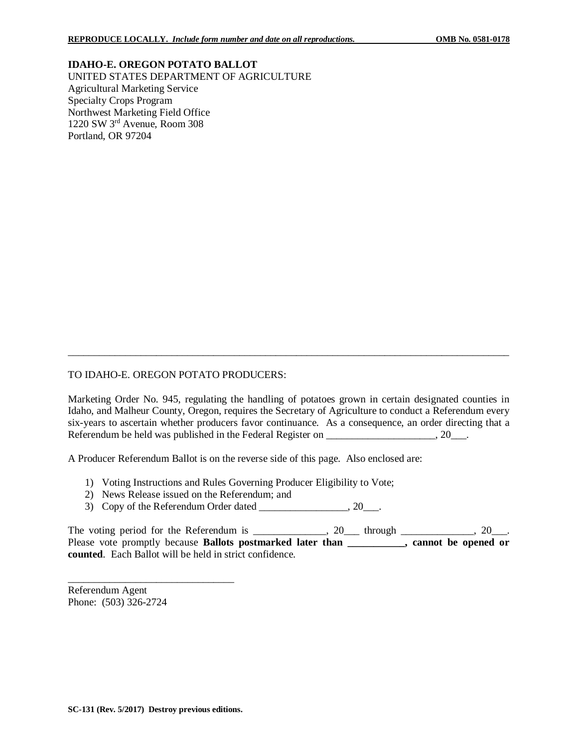**REPRODUCE LOCALLY.** ***Include form number and date on all reproductions.*** **OMB No. 0581-0178**

**IDAHO-E. OREGON POTATO BALLOT**
UNITED STATES DEPARTMENT OF AGRICULTURE
Agricultural Marketing Service
Specialty Crops Program
Northwest Marketing Field Office
1220 SW 3rd Avenue, Room 308
Portland, OR 97204

---

TO IDAHO-E. OREGON POTATO PRODUCERS:

Marketing Order No. 945, regulating the handling of potatoes grown in certain designated counties in Idaho, and Malheur County, Oregon, requires the Secretary of Agriculture to conduct a Referendum every six-years to ascertain whether producers favor continuance. As a consequence, an order directing that a Referendum be held was published in the Federal Register on ____________________, 20___.

A Producer Referendum Ballot is on the reverse side of this page. Also enclosed are:

1) Voting Instructions and Rules Governing Producer Eligibility to Vote;
2) News Release issued on the Referendum; and
3) Copy of the Referendum Order dated ________________, 20___.

The voting period for the Referendum is _____________, 20___ through _____________, 20___. Please vote promptly because **Ballots postmarked later than ___________, cannot be opened or counted**. Each Ballot will be held in strict confidence.

_______________________________
Referendum Agent
Phone: (503) 326-2724

**SC-131 (Rev. 5/2017) Destroy previous editions.**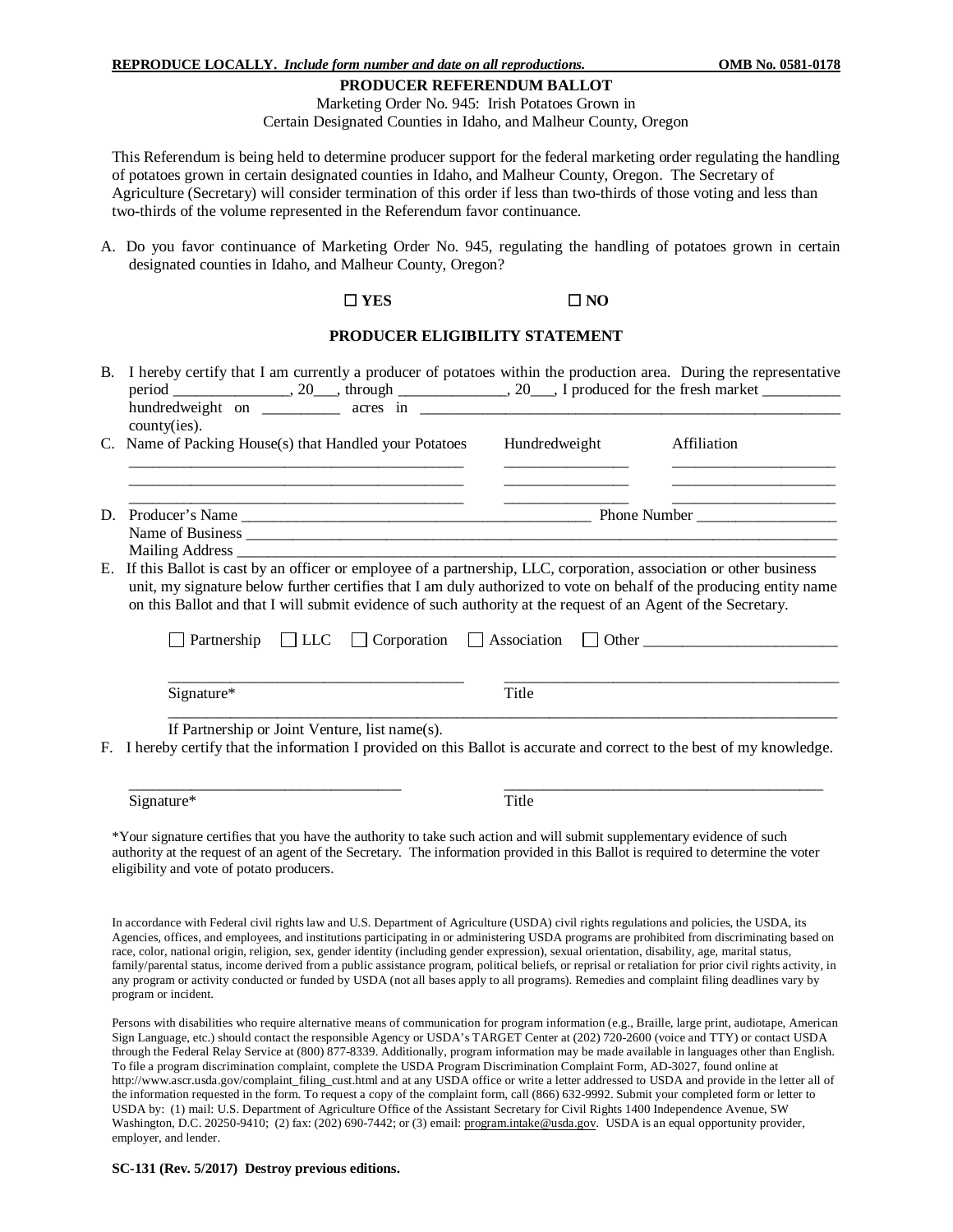**REPRODUCE LOCALLY.** *Include form number and date on all reproductions.* **OMB No. 0581-0178**

# PRODUCER REFERENDUM BALLOT

Marketing Order No. 945: Irish Potatoes Grown in
Certain Designated Counties in Idaho, and Malheur County, Oregon

This Referendum is being held to determine producer support for the federal marketing order regulating the handling of potatoes grown in certain designated counties in Idaho, and Malheur County, Oregon. The Secretary of Agriculture (Secretary) will consider termination of this order if less than two-thirds of those voting and less than two-thirds of the volume represented in the Referendum favor continuance.

A. Do you favor continuance of Marketing Order No. 945, regulating the handling of potatoes grown in certain designated counties in Idaho, and Malheur County, Oregon?

☐ **YES** ☐ **NO**

## PRODUCER ELIGIBILITY STATEMENT

B. I hereby certify that I am currently a producer of potatoes within the production area. During the representative period _______________, 20___, through ______________, 20___, I produced for the fresh market __________ hundredweight on __________ acres in ________________________________________________________ county(ies).

C. Name of Packing House(s) that Handled your Potatoes

| Name of Packing House(s) that Handled your Potatoes | Hundredweight | Affiliation |
|---|---|---|
| | | |
| | | |
| | | |

D. Producer's Name _____________________________________________ Phone Number __________________
Name of Business ________________________________________________________________________________
Mailing Address _________________________________________________________________________________

E. If this Ballot is cast by an officer or employee of a partnership, LLC, corporation, association or other business unit, my signature below further certifies that I am duly authorized to vote on behalf of the producing entity name on this Ballot and that I will submit evidence of such authority at the request of an Agent of the Secretary.

☐ Partnership ☐ LLC ☐ Corporation ☐ Association ☐ Other _________________________

______________________________________ ____________________________________________
Signature* Title

_______________________________________________________________________________________
If Partnership or Joint Venture, list name(s).

F. I hereby certify that the information I provided on this Ballot is accurate and correct to the best of my knowledge.

__________________________________ __________________________________________
Signature* Title

*Your signature certifies that you have the authority to take such action and will submit supplementary evidence of such authority at the request of an agent of the Secretary. The information provided in this Ballot is required to determine the voter eligibility and vote of potato producers.

In accordance with Federal civil rights law and U.S. Department of Agriculture (USDA) civil rights regulations and policies, the USDA, its Agencies, offices, and employees, and institutions participating in or administering USDA programs are prohibited from discriminating based on race, color, national origin, religion, sex, gender identity (including gender expression), sexual orientation, disability, age, marital status, family/parental status, income derived from a public assistance program, political beliefs, or reprisal or retaliation for prior civil rights activity, in any program or activity conducted or funded by USDA (not all bases apply to all programs). Remedies and complaint filing deadlines vary by program or incident.

Persons with disabilities who require alternative means of communication for program information (e.g., Braille, large print, audiotape, American Sign Language, etc.) should contact the responsible Agency or USDA's TARGET Center at (202) 720-2600 (voice and TTY) or contact USDA through the Federal Relay Service at (800) 877-8339. Additionally, program information may be made available in languages other than English. To file a program discrimination complaint, complete the USDA Program Discrimination Complaint Form, AD-3027, found online at http://www.ascr.usda.gov/complaint_filing_cust.html and at any USDA office or write a letter addressed to USDA and provide in the letter all of the information requested in the form. To request a copy of the complaint form, call (866) 632-9992. Submit your completed form or letter to USDA by: (1) mail: U.S. Department of Agriculture Office of the Assistant Secretary for Civil Rights 1400 Independence Avenue, SW Washington, D.C. 20250-9410; (2) fax: (202) 690-7442; or (3) email: program.intake@usda.gov. USDA is an equal opportunity provider, employer, and lender.

**SC-131 (Rev. 5/2017) Destroy previous editions.**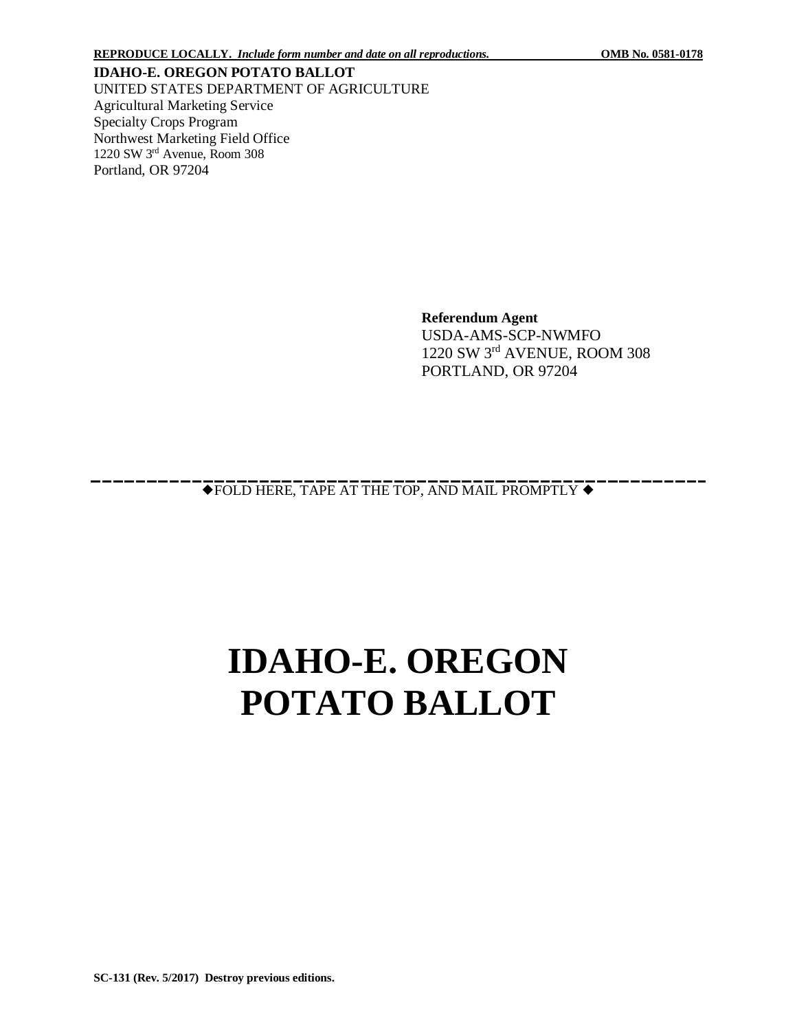**REPRODUCE LOCALLY.** ***Include form number and date on all reproductions.*** **OMB No. 0581-0178**

**IDAHO-E. OREGON POTATO BALLOT**
UNITED STATES DEPARTMENT OF AGRICULTURE
Agricultural Marketing Service
Specialty Crops Program
Northwest Marketing Field Office
1220 SW 3rd Avenue, Room 308
Portland, OR 97204

**Referendum Agent**
USDA-AMS-SCP-NWMFO
1220 SW 3rd AVENUE, ROOM 308
PORTLAND, OR 97204

◆FOLD HERE, TAPE AT THE TOP, AND MAIL PROMPTLY ◆

# IDAHO-E. OREGON POTATO BALLOT

**SC-131 (Rev. 5/2017) Destroy previous editions.**